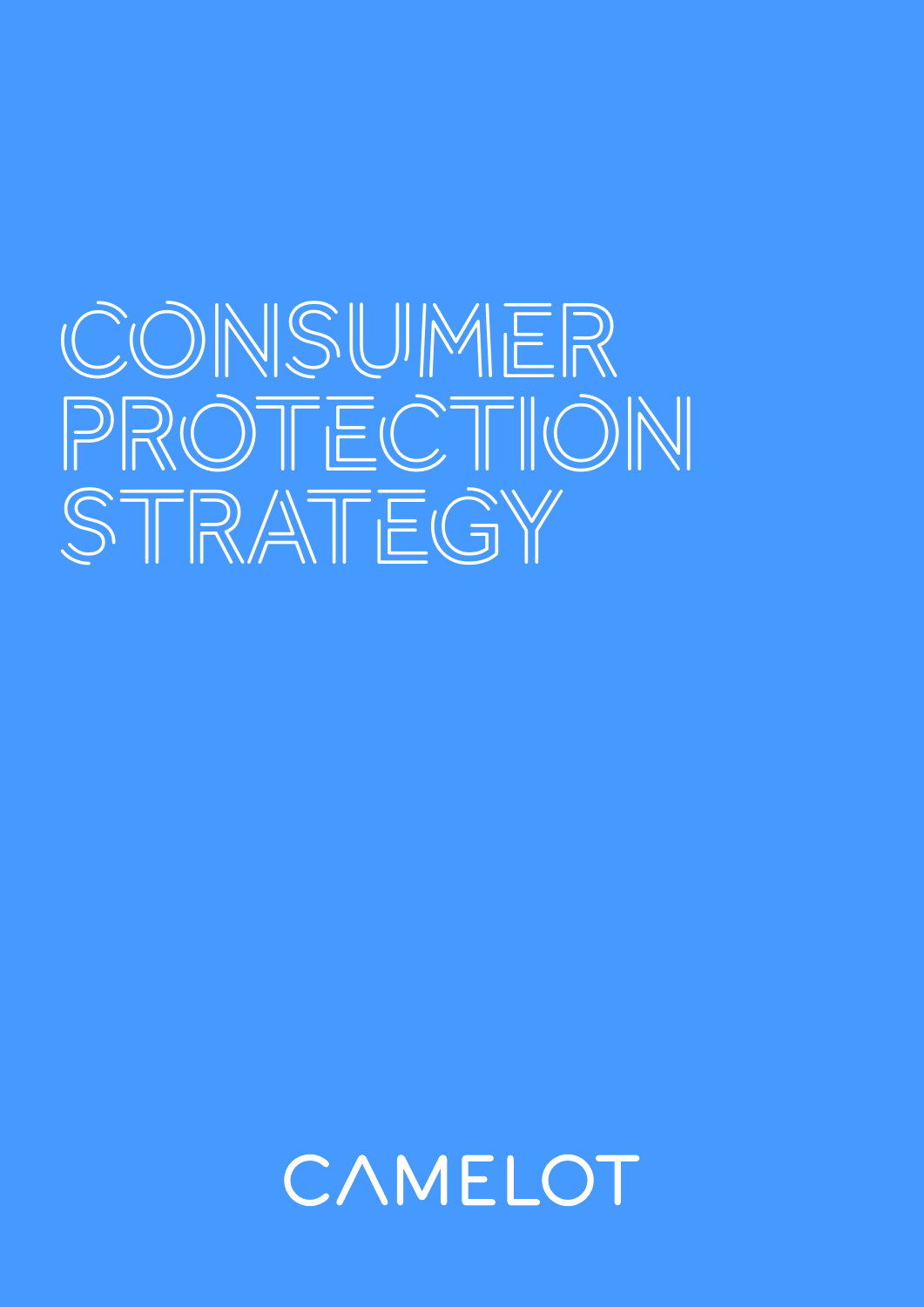# CONSUMER PROTECTION STRATEGY

CAMELOT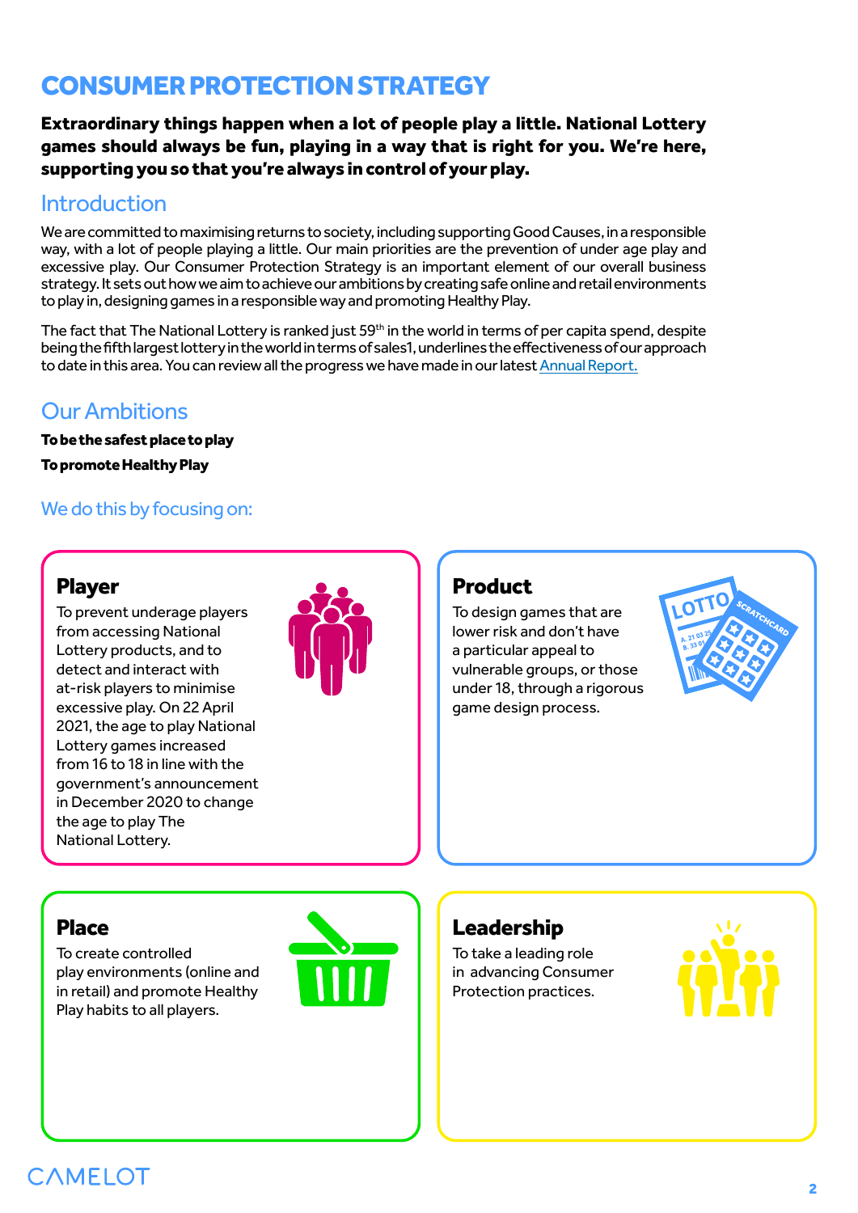# CONSUMER PROTECTION STRATEGY

**Extraordinary things happen when a lot of people play a little. National Lottery games should always be fun, playing in a way that is right for you. We're here, supporting you so that you're always in control of your play.**

## Introduction

We are committed to maximising returns to society, including supporting Good Causes, in a responsible way, with a lot of people playing a little. Our main priorities are the prevention of under age play and excessive play. Our Consumer Protection Strategy is an important element of our overall business strategy. It sets out how we aim to achieve our ambitions by creating safe online and retail environments to play in, designing games in a responsible way and promoting Healthy Play.

The fact that The National Lottery is ranked just 59th in the world in terms of per capita spend, despite being the fifth largest lottery in the world in terms of sales1, underlines the effectiveness of our approach to date in this area. You can review all the progress we have made in our latest Annual Report.

## Our Ambitions

**To be the safest place to play**

**To promote Healthy Play**

### We do this by focusing on:

### Player

To prevent underage players from accessing National Lottery products, and to detect and interact with at-risk players to minimise excessive play. On 22 April 2021, the age to play National Lottery games increased from 16 to 18 in line with the government's announcement in December 2020 to change the age to play The National Lottery.

### Product

To design games that are lower risk and don't have a particular appeal to vulnerable groups, or those under 18, through a rigorous game design process.

### Place

To create controlled play environments (online and in retail) and promote Healthy Play habits to all players.

### Leadership

To take a leading role in advancing Consumer Protection practices.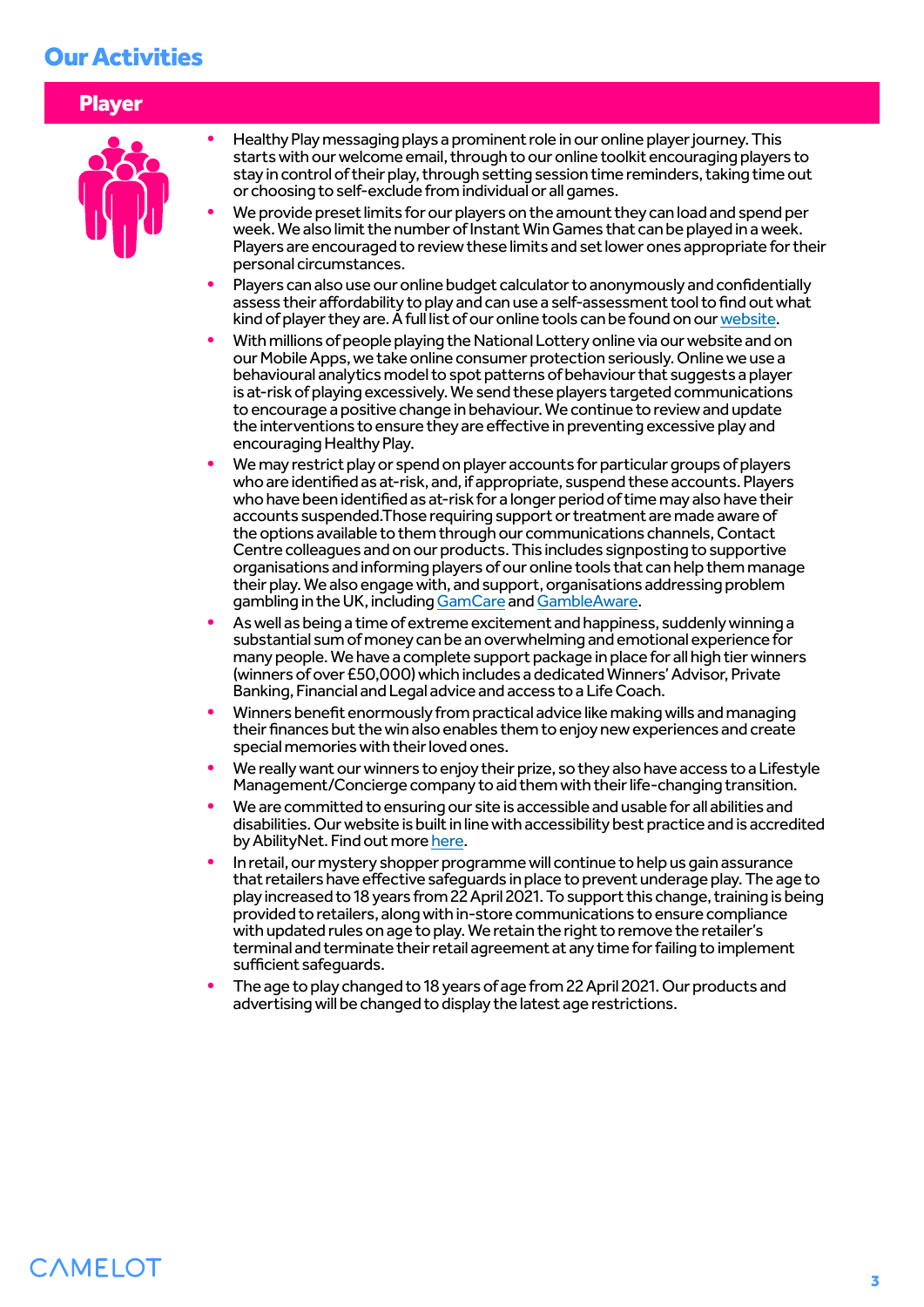## Our Activities

### Player

- Healthy Play messaging plays a prominent role in our online player journey. This starts with our welcome email, through to our online toolkit encouraging players to stay in control of their play, through setting session time reminders, taking time out or choosing to self-exclude from individual or all games.
- We provide preset limits for our players on the amount they can load and spend per week. We also limit the number of Instant Win Games that can be played in a week. Players are encouraged to review these limits and set lower ones appropriate for their personal circumstances.
- Players can also use our online budget calculator to anonymously and confidentially assess their affordability to play and can use a self-assessment tool to find out what kind of player they are. A full list of our online tools can be found on our website.
- With millions of people playing the National Lottery online via our website and on our Mobile Apps, we take online consumer protection seriously. Online we use a behavioural analytics model to spot patterns of behaviour that suggests a player is at-risk of playing excessively. We send these players targeted communications to encourage a positive change in behaviour. We continue to review and update the interventions to ensure they are effective in preventing excessive play and encouraging Healthy Play.
- We may restrict play or spend on player accounts for particular groups of players who are identified as at-risk, and, if appropriate, suspend these accounts. Players who have been identified as at-risk for a longer period of time may also have their accounts suspended.Those requiring support or treatment are made aware of the options available to them through our communications channels, Contact Centre colleagues and on our products. This includes signposting to supportive organisations and informing players of our online tools that can help them manage their play. We also engage with, and support, organisations addressing problem gambling in the UK, including GamCare and GambleAware.
- As well as being a time of extreme excitement and happiness, suddenly winning a substantial sum of money can be an overwhelming and emotional experience for many people. We have a complete support package in place for all high tier winners (winners of over £50,000) which includes a dedicated Winners' Advisor, Private Banking, Financial and Legal advice and access to a Life Coach.
- Winners benefit enormously from practical advice like making wills and managing their finances but the win also enables them to enjoy new experiences and create special memories with their loved ones.
- We really want our winners to enjoy their prize, so they also have access to a Lifestyle Management/Concierge company to aid them with their life-changing transition.
- We are committed to ensuring our site is accessible and usable for all abilities and disabilities. Our website is built in line with accessibility best practice and is accredited by AbilityNet. Find out more here.
- In retail, our mystery shopper programme will continue to help us gain assurance that retailers have effective safeguards in place to prevent underage play. The age to play increased to 18 years from 22 April 2021. To support this change, training is being provided to retailers, along with in-store communications to ensure compliance with updated rules on age to play. We retain the right to remove the retailer's terminal and terminate their retail agreement at any time for failing to implement sufficient safeguards.
- The age to play changed to 18 years of age from 22 April 2021. Our products and advertising will be changed to display the latest age restrictions.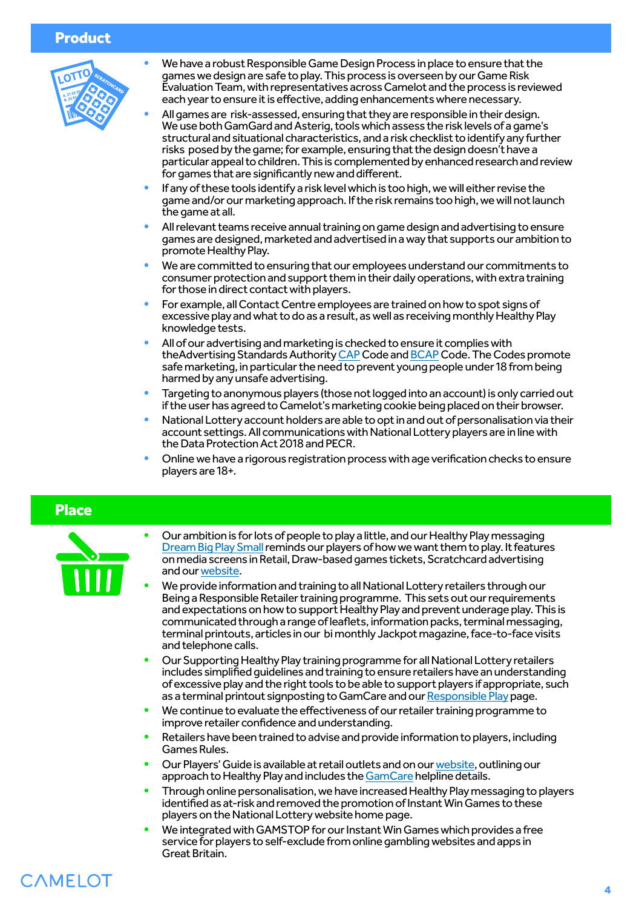## Product

- We have a robust Responsible Game Design Process in place to ensure that the games we design are safe to play. This process is overseen by our Game Risk Evaluation Team, with representatives across Camelot and the process is reviewed each year to ensure it is effective, adding enhancements where necessary.
- All games are risk-assessed, ensuring that they are responsible in their design. We use both GamGard and Asterig, tools which assess the risk levels of a game's structural and situational characteristics, and a risk checklist to identify any further risks posed by the game; for example, ensuring that the design doesn't have a particular appeal to children. This is complemented by enhanced research and review for games that are significantly new and different.
- If any of these tools identify a risk level which is too high, we will either revise the game and/or our marketing approach. If the risk remains too high, we will not launch the game at all.
- All relevant teams receive annual training on game design and advertising to ensure games are designed, marketed and advertised in a way that supports our ambition to promote Healthy Play.
- We are committed to ensuring that our employees understand our commitments to consumer protection and support them in their daily operations, with extra training for those in direct contact with players.
- For example, all Contact Centre employees are trained on how to spot signs of excessive play and what to do as a result, as well as receiving monthly Healthy Play knowledge tests.
- All of our advertising and marketing is checked to ensure it complies with theAdvertising Standards Authority CAP Code and BCAP Code. The Codes promote safe marketing, in particular the need to prevent young people under 18 from being harmed by any unsafe advertising.
- Targeting to anonymous players (those not logged into an account) is only carried out if the user has agreed to Camelot's marketing cookie being placed on their browser.
- National Lottery account holders are able to opt in and out of personalisation via their account settings. All communications with National Lottery players are in line with the Data Protection Act 2018 and PECR.
- Online we have a rigorous registration process with age verification checks to ensure players are 18+.

## Place

- Our ambition is for lots of people to play a little, and our Healthy Play messaging Dream Big Play Small reminds our players of how we want them to play. It features on media screens in Retail, Draw-based games tickets, Scratchcard advertising and our website.
- We provide information and training to all National Lottery retailers through our Being a Responsible Retailer training programme. This sets out our requirements and expectations on how to support Healthy Play and prevent underage play. This is communicated through a range of leaflets, information packs, terminal messaging, terminal printouts, articles in our bi monthly Jackpot magazine, face-to-face visits and telephone calls.
- Our Supporting Healthy Play training programme for all National Lottery retailers includes simplified guidelines and training to ensure retailers have an understanding of excessive play and the right tools to be able to support players if appropriate, such as a terminal printout signposting to GamCare and our Responsible Play page.
- We continue to evaluate the effectiveness of our retailer training programme to improve retailer confidence and understanding.
- Retailers have been trained to advise and provide information to players, including Games Rules.
- Our Players' Guide is available at retail outlets and on our website, outlining our approach to Healthy Play and includes the GamCare helpline details.
- Through online personalisation, we have increased Healthy Play messaging to players identified as at-risk and removed the promotion of Instant Win Games to these players on the National Lottery website home page.
- We integrated with GAMSTOP for our Instant Win Games which provides a free service for players to self-exclude from online gambling websites and apps in Great Britain.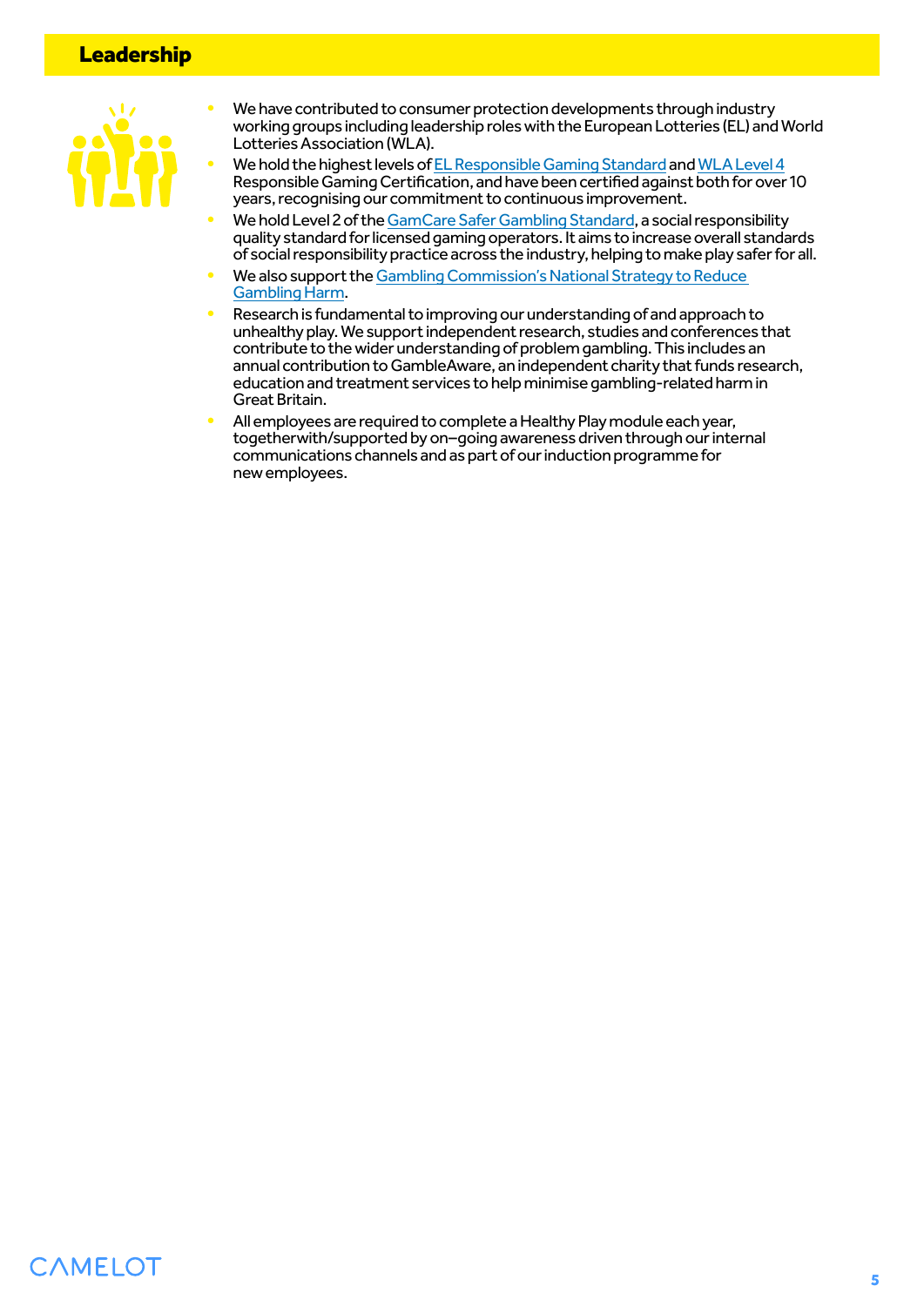## Leadership

- We have contributed to consumer protection developments through industry working groups including leadership roles with the European Lotteries (EL) and World Lotteries Association (WLA).
- We hold the highest levels of EL Responsible Gaming Standard and WLA Level 4 Responsible Gaming Certification, and have been certified against both for over 10 years, recognising our commitment to continuous improvement.
- We hold Level 2 of the GamCare Safer Gambling Standard, a social responsibility quality standard for licensed gaming operators. It aims to increase overall standards of social responsibility practice across the industry, helping to make play safer for all.
- We also support the Gambling Commission's National Strategy to Reduce Gambling Harm.
- Research is fundamental to improving our understanding of and approach to unhealthy play. We support independent research, studies and conferences that contribute to the wider understanding of problem gambling. This includes an annual contribution to GambleAware, an independent charity that funds research, education and treatment services to help minimise gambling-related harm in Great Britain.
- All employees are required to complete a Healthy Play module each year, togetherwith/supported by on–going awareness driven through our internal communications channels and as part of our induction programme for new employees.